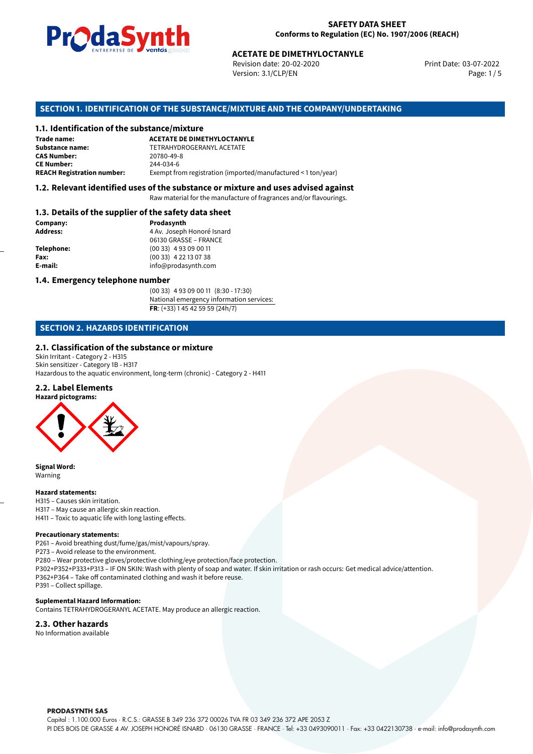**SAFETY DATA SHEET**
**Conforms to Regulation (EC) No. 1907/2006 (REACH)**

**ACETATE DE DIMETHYLOCTANYLE**
Revision date: 20-02-2020
Version: 3.1/CLP/EN
Print Date: 03-07-2022

## SECTION 1. IDENTIFICATION OF THE SUBSTANCE/MIXTURE AND THE COMPANY/UNDERTAKING

### 1.1. Identification of the substance/mixture

**Trade name:** **ACETATE DE DIMETHYLOCTANYLE**
**Substance name:** TETRAHYDROGERANYL ACETATE
**CAS Number:** 20780-49-8
**CE Number:** 244-034-6
**REACH Registration number:** Exempt from registration (imported/manufactured < 1 ton/year)

### 1.2. Relevant identified uses of the substance or mixture and uses advised against

Raw material for the manufacture of fragrances and/or flavourings.

### 1.3. Details of the supplier of the safety data sheet

**Company:** **Prodasynth**
**Address:** 4 Av. Joseph Honoré Isnard
06130 GRASSE – FRANCE
**Telephone:** (00 33) 4 93 09 00 11
**Fax:** (00 33) 4 22 13 07 38
**E-mail:** info@prodasynth.com

### 1.4. Emergency telephone number

(00 33) 4 93 09 00 11 (8:30 - 17:30)
National emergency information services:
**FR**: (+33) 1 45 42 59 59 (24h/7)

## SECTION 2. HAZARDS IDENTIFICATION

### 2.1. Classification of the substance or mixture

Skin Irritant - Category 2 - H315
Skin sensitizer - Category 1B - H317
Hazardous to the aquatic environment, long-term (chronic) - Category 2 - H411

### 2.2. Label Elements

**Hazard pictograms:**

**Signal Word:**
Warning

**Hazard statements:**
H315 – Causes skin irritation.
H317 – May cause an allergic skin reaction.
H411 – Toxic to aquatic life with long lasting effects.

**Precautionary statements:**
P261 – Avoid breathing dust/fume/gas/mist/vapours/spray.
P273 – Avoid release to the environment.
P280 – Wear protective gloves/protective clothing/eye protection/face protection.
P302+P352+P333+P313 – IF ON SKIN: Wash with plenty of soap and water. If skin irritation or rash occurs: Get medical advice/attention.
P362+P364 – Take off contaminated clothing and wash it before reuse.
P391 – Collect spillage.

**Suplemental Hazard Information:**
Contains TETRAHYDROGERANYL ACETATE. May produce an allergic reaction.

### 2.3. Other hazards

No Information available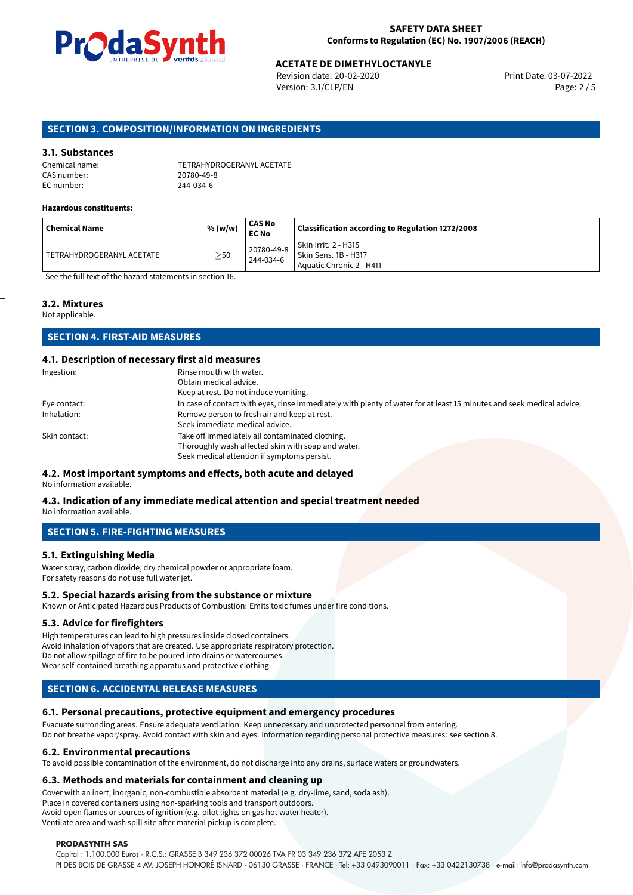## SECTION 3. COMPOSITION/INFORMATION ON INGREDIENTS

### 3.1. Substances

Chemical name: TETRAHYDROGERANYL ACETATE
CAS number: 20780-49-8
EC number: 244-034-6

**Hazardous constituents:**

| Chemical Name | % (w/w) | CAS No EC No | Classification according to Regulation 1272/2008 |
|---|---|---|---|
| TETRAHYDROGERANYL ACETATE | ≥50 | 20780-49-8 244-034-6 | Skin Irrit. 2 - H315 Skin Sens. 1B - H317 Aquatic Chronic 2 - H411 |

See the full text of the hazard statements in section 16.

### 3.2. Mixtures

Not applicable.

## SECTION 4. FIRST-AID MEASURES

### 4.1. Description of necessary first aid measures

Ingestion: Rinse mouth with water.
Obtain medical advice.
Keep at rest. Do not induce vomiting.

Eye contact: In case of contact with eyes, rinse immediately with plenty of water for at least 15 minutes and seek medical advice.

Inhalation: Remove person to fresh air and keep at rest.
Seek immediate medical advice.

Skin contact: Take off immediately all contaminated clothing.
Thoroughly wash affected skin with soap and water.
Seek medical attention if symptoms persist.

### 4.2. Most important symptoms and effects, both acute and delayed

No information available.

### 4.3. Indication of any immediate medical attention and special treatment needed

No information available.

## SECTION 5. FIRE-FIGHTING MEASURES

### 5.1. Extinguishing Media

Water spray, carbon dioxide, dry chemical powder or appropriate foam.
For safety reasons do not use full water jet.

### 5.2. Special hazards arising from the substance or mixture

Known or Anticipated Hazardous Products of Combustion: Emits toxic fumes under fire conditions.

### 5.3. Advice for firefighters

High temperatures can lead to high pressures inside closed containers.
Avoid inhalation of vapors that are created. Use appropriate respiratory protection.
Do not allow spillage of fire to be poured into drains or watercourses.
Wear self-contained breathing apparatus and protective clothing.

## SECTION 6. ACCIDENTAL RELEASE MEASURES

### 6.1. Personal precautions, protective equipment and emergency procedures

Evacuate surronding areas. Ensure adequate ventilation. Keep unnecessary and unprotected personnel from entering.
Do not breathe vapor/spray. Avoid contact with skin and eyes. Information regarding personal protective measures: see section 8.

### 6.2. Environmental precautions

To avoid possible contamination of the environment, do not discharge into any drains, surface waters or groundwaters.

### 6.3. Methods and materials for containment and cleaning up

Cover with an inert, inorganic, non-combustible absorbent material (e.g. dry-lime, sand, soda ash).
Place in covered containers using non-sparking tools and transport outdoors.
Avoid open flames or sources of ignition (e.g. pilot lights on gas hot water heater).
Ventilate area and wash spill site after material pickup is complete.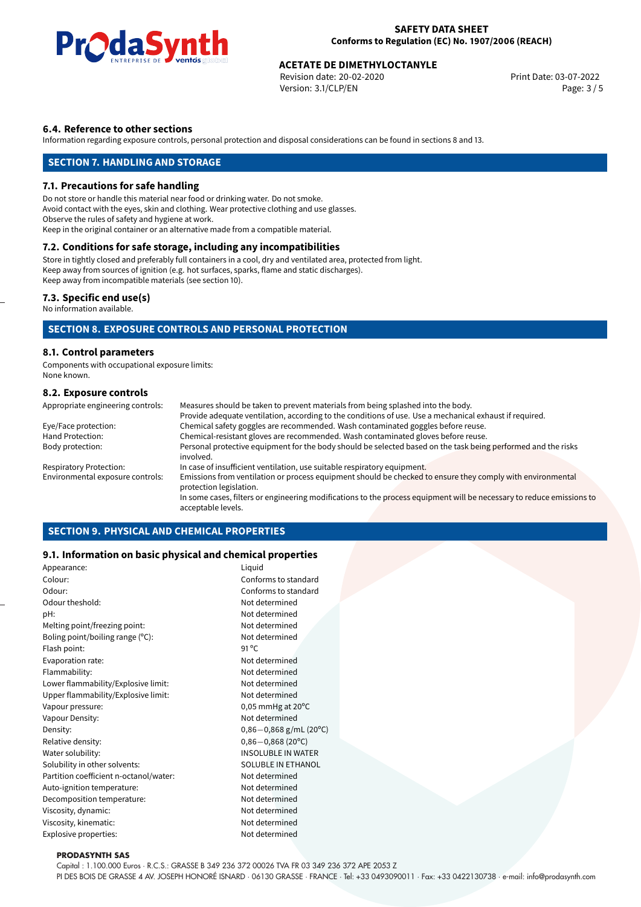### 6.4. Reference to other sections

Information regarding exposure controls, personal protection and disposal considerations can be found in sections 8 and 13.

## SECTION 7. HANDLING AND STORAGE

### 7.1. Precautions for safe handling

Do not store or handle this material near food or drinking water. Do not smoke.
Avoid contact with the eyes, skin and clothing. Wear protective clothing and use glasses.
Observe the rules of safety and hygiene at work.
Keep in the original container or an alternative made from a compatible material.

### 7.2. Conditions for safe storage, including any incompatibilities

Store in tightly closed and preferably full containers in a cool, dry and ventilated area, protected from light.
Keep away from sources of ignition (e.g. hot surfaces, sparks, flame and static discharges).
Keep away from incompatible materials (see section 10).

### 7.3. Specific end use(s)

No information available.

## SECTION 8. EXPOSURE CONTROLS AND PERSONAL PROTECTION

### 8.1. Control parameters

Components with occupational exposure limits:
None known.

### 8.2. Exposure controls

| | |
|---|---|
| Appropriate engineering controls: | Measures should be taken to prevent materials from being splashed into the body. Provide adequate ventilation, according to the conditions of use. Use a mechanical exhaust if required. |
| Eye/Face protection: | Chemical safety goggles are recommended. Wash contaminated goggles before reuse. |
| Hand Protection: | Chemical-resistant gloves are recommended. Wash contaminated gloves before reuse. |
| Body protection: | Personal protective equipment for the body should be selected based on the task being performed and the risks involved. |
| Respiratory Protection: | In case of insufficient ventilation, use suitable respiratory equipment. |
| Environmental exposure controls: | Emissions from ventilation or process equipment should be checked to ensure they comply with environmental protection legislation. In some cases, filters or engineering modifications to the process equipment will be necessary to reduce emissions to acceptable levels. |

## SECTION 9. PHYSICAL AND CHEMICAL PROPERTIES

### 9.1. Information on basic physical and chemical properties

| | |
|---|---|
| Appearance: | Liquid |
| Colour: | Conforms to standard |
| Odour: | Conforms to standard |
| Odour theshold: | Not determined |
| pH: | Not determined |
| Melting point/freezing point: | Not determined |
| Boling point/boiling range (°C): | Not determined |
| Flash point: | 91 °C |
| Evaporation rate: | Not determined |
| Flammability: | Not determined |
| Lower flammability/Explosive limit: | Not determined |
| Upper flammability/Explosive limit: | Not determined |
| Vapour pressure: | 0,05 mmHg at 20°C |
| Vapour Density: | Not determined |
| Density: | 0,86−0,868 g/mL (20°C) |
| Relative density: | 0,86−0,868 (20°C) |
| Water solubility: | INSOLUBLE IN WATER |
| Solubility in other solvents: | SOLUBLE IN ETHANOL |
| Partition coefficient n-octanol/water: | Not determined |
| Auto-ignition temperature: | Not determined |
| Decomposition temperature: | Not determined |
| Viscosity, dynamic: | Not determined |
| Viscosity, kinematic: | Not determined |
| Explosive properties: | Not determined |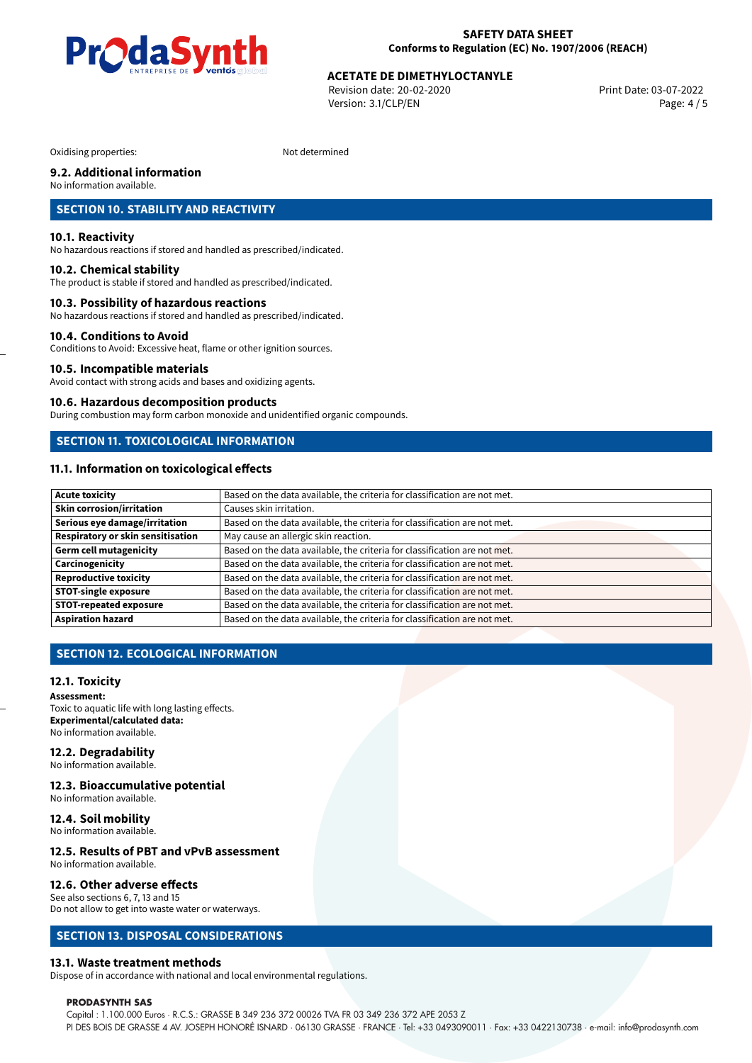Oxidising properties: Not determined

### 9.2. Additional information

No information available.

## SECTION 10. STABILITY AND REACTIVITY

### 10.1. Reactivity

No hazardous reactions if stored and handled as prescribed/indicated.

### 10.2. Chemical stability

The product is stable if stored and handled as prescribed/indicated.

### 10.3. Possibility of hazardous reactions

No hazardous reactions if stored and handled as prescribed/indicated.

### 10.4. Conditions to Avoid

Conditions to Avoid: Excessive heat, flame or other ignition sources.

### 10.5. Incompatible materials

Avoid contact with strong acids and bases and oxidizing agents.

### 10.6. Hazardous decomposition products

During combustion may form carbon monoxide and unidentified organic compounds.

## SECTION 11. TOXICOLOGICAL INFORMATION

### 11.1. Information on toxicological effects

| | |
|---|---|
| **Acute toxicity** | Based on the data available, the criteria for classification are not met. |
| **Skin corrosion/irritation** | Causes skin irritation. |
| **Serious eye damage/irritation** | Based on the data available, the criteria for classification are not met. |
| **Respiratory or skin sensitisation** | May cause an allergic skin reaction. |
| **Germ cell mutagenicity** | Based on the data available, the criteria for classification are not met. |
| **Carcinogenicity** | Based on the data available, the criteria for classification are not met. |
| **Reproductive toxicity** | Based on the data available, the criteria for classification are not met. |
| **STOT-single exposure** | Based on the data available, the criteria for classification are not met. |
| **STOT-repeated exposure** | Based on the data available, the criteria for classification are not met. |
| **Aspiration hazard** | Based on the data available, the criteria for classification are not met. |

## SECTION 12. ECOLOGICAL INFORMATION

### 12.1. Toxicity

**Assessment:**
Toxic to aquatic life with long lasting effects.
**Experimental/calculated data:**
No information available.

### 12.2. Degradability

No information available.

### 12.3. Bioaccumulative potential

No information available.

### 12.4. Soil mobility

No information available.

### 12.5. Results of PBT and vPvB assessment

No information available.

### 12.6. Other adverse effects

See also sections 6, 7, 13 and 15
Do not allow to get into waste water or waterways.

## SECTION 13. DISPOSAL CONSIDERATIONS

### 13.1. Waste treatment methods

Dispose of in accordance with national and local environmental regulations.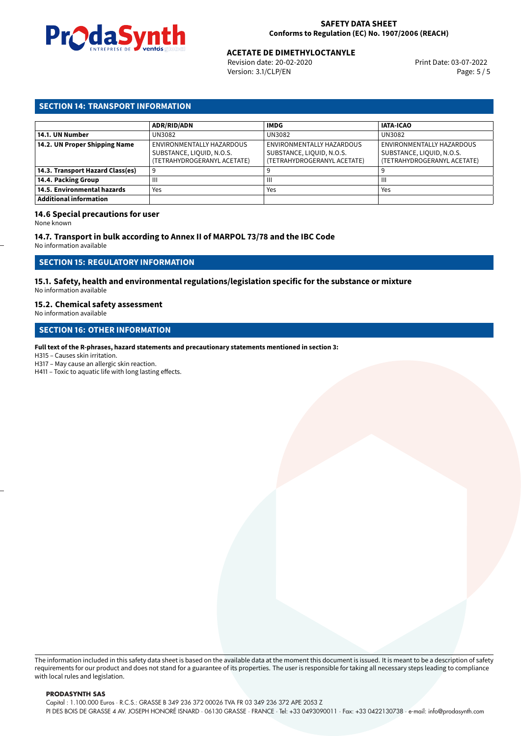## SECTION 14: TRANSPORT INFORMATION

| | ADR/RID/ADN | IMDG | IATA-ICAO |
|---|---|---|---|
| 14.1. UN Number | UN3082 | UN3082 | UN3082 |
| 14.2. UN Proper Shipping Name | ENVIRONMENTALLY HAZARDOUS SUBSTANCE, LIQUID, N.O.S. (TETRAHYDROGERANYL ACETATE) | ENVIRONMENTALLY HAZARDOUS SUBSTANCE, LIQUID, N.O.S. (TETRAHYDROGERANYL ACETATE) | ENVIRONMENTALLY HAZARDOUS SUBSTANCE, LIQUID, N.O.S. (TETRAHYDROGERANYL ACETATE) |
| 14.3. Transport Hazard Class(es) | 9 | 9 | 9 |
| 14.4. Packing Group | III | III | III |
| 14.5. Environmental hazards | Yes | Yes | Yes |
| Additional information | | | |

### 14.6 Special precautions for user

None known

### 14.7. Transport in bulk according to Annex II of MARPOL 73/78 and the IBC Code

No information available

## SECTION 15: REGULATORY INFORMATION

### 15.1. Safety, health and environmental regulations/legislation specific for the substance or mixture

No information available

### 15.2. Chemical safety assessment

No information available

## SECTION 16: OTHER INFORMATION

**Full text of the R-phrases, hazard statements and precautionary statements mentioned in section 3:**

H315 – Causes skin irritation.
H317 – May cause an allergic skin reaction.
H411 – Toxic to aquatic life with long lasting effects.

The information included in this safety data sheet is based on the available data at the moment this document is issued. It is meant to be a description of safety requirements for our product and does not stand for a guarantee of its properties. The user is responsible for taking all necessary steps leading to compliance with local rules and legislation.